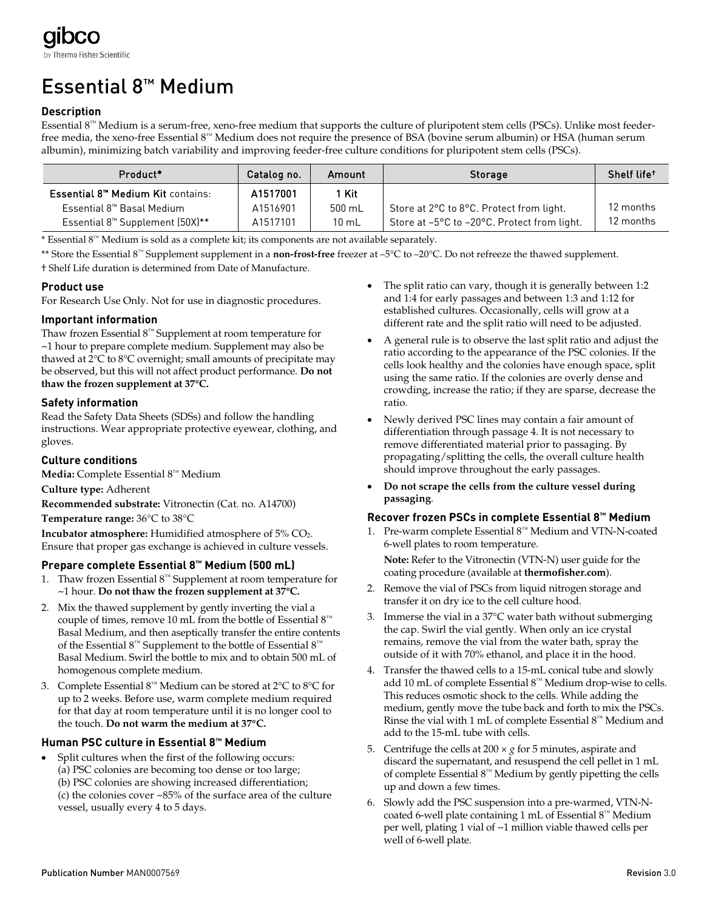gibco
by Thermo Fisher Scientific

# Essential 8™ Medium

### Description

Essential 8™ Medium is a serum-free, xeno-free medium that supports the culture of pluripotent stem cells (PSCs). Unlike most feeder-free media, the xeno-free Essential 8™ Medium does not require the presence of BSA (bovine serum albumin) or HSA (human serum albumin), minimizing batch variability and improving feeder-free culture conditions for pluripotent stem cells (PSCs).

| Product* | Catalog no. | Amount | Storage | Shelf life† |
|---|---|---|---|---|
| **Essential 8™ Medium Kit** contains: | **A1517001** | **1 Kit** | | |
| Essential 8™ Basal Medium | A1516901 | 500 mL | Store at 2°C to 8°C. Protect from light. | 12 months |
| Essential 8™ Supplement (50X)** | A1517101 | 10 mL | Store at –5°C to –20°C. Protect from light. | 12 months |

\* Essential 8™ Medium is sold as a complete kit; its components are not available separately.

\*\* Store the Essential 8™ Supplement supplement in a **non-frost-free** freezer at –5°C to –20°C. Do not refreeze the thawed supplement.

† Shelf Life duration is determined from Date of Manufacture.

### Product use

For Research Use Only. Not for use in diagnostic procedures.

### Important information

Thaw frozen Essential 8™ Supplement at room temperature for ~1 hour to prepare complete medium. Supplement may also be thawed at 2°C to 8°C overnight; small amounts of precipitate may be observed, but this will not affect product performance. **Do not thaw the frozen supplement at 37°C.**

### Safety information

Read the Safety Data Sheets (SDSs) and follow the handling instructions. Wear appropriate protective eyewear, clothing, and gloves.

### Culture conditions

**Media:** Complete Essential 8™ Medium

**Culture type:** Adherent

**Recommended substrate:** Vitronectin (Cat. no. A14700)

**Temperature range:** 36°C to 38°C

**Incubator atmosphere:** Humidified atmosphere of 5% $CO_2$. Ensure that proper gas exchange is achieved in culture vessels.

### Prepare complete Essential 8™ Medium (500 mL)

1. Thaw frozen Essential 8™ Supplement at room temperature for ~1 hour. **Do not thaw the frozen supplement at 37°C.**
2. Mix the thawed supplement by gently inverting the vial a couple of times, remove 10 mL from the bottle of Essential 8™ Basal Medium, and then aseptically transfer the entire contents of the Essential 8™ Supplement to the bottle of Essential 8™ Basal Medium. Swirl the bottle to mix and to obtain 500 mL of homogenous complete medium.
3. Complete Essential 8™ Medium can be stored at 2°C to 8°C for up to 2 weeks. Before use, warm complete medium required for that day at room temperature until it is no longer cool to the touch. **Do not warm the medium at 37°C.**

### Human PSC culture in Essential 8™ Medium

- Split cultures when the first of the following occurs:
  (a) PSC colonies are becoming too dense or too large;
  (b) PSC colonies are showing increased differentiation;
  (c) the colonies cover ~85% of the surface area of the culture vessel, usually every 4 to 5 days.
- The split ratio can vary, though it is generally between 1:2 and 1:4 for early passages and between 1:3 and 1:12 for established cultures. Occasionally, cells will grow at a different rate and the split ratio will need to be adjusted.
- A general rule is to observe the last split ratio and adjust the ratio according to the appearance of the PSC colonies. If the cells look healthy and the colonies have enough space, split using the same ratio. If the colonies are overly dense and crowding, increase the ratio; if they are sparse, decrease the ratio.
- Newly derived PSC lines may contain a fair amount of differentiation through passage 4. It is not necessary to remove differentiated material prior to passaging. By propagating/splitting the cells, the overall culture health should improve throughout the early passages.
- **Do not scrape the cells from the culture vessel during passaging**.

### Recover frozen PSCs in complete Essential 8™ Medium

1. Pre-warm complete Essential 8™ Medium and VTN-N-coated 6-well plates to room temperature.

   **Note:** Refer to the Vitronectin (VTN-N) user guide for the coating procedure (available at **thermofisher.com**).
2. Remove the vial of PSCs from liquid nitrogen storage and transfer it on dry ice to the cell culture hood.
3. Immerse the vial in a 37°C water bath without submerging the cap. Swirl the vial gently. When only an ice crystal remains, remove the vial from the water bath, spray the outside of it with 70% ethanol, and place it in the hood.
4. Transfer the thawed cells to a 15-mL conical tube and slowly add 10 mL of complete Essential 8™ Medium drop-wise to cells. This reduces osmotic shock to the cells. While adding the medium, gently move the tube back and forth to mix the PSCs. Rinse the vial with 1 mL of complete Essential 8™ Medium and add to the 15-mL tube with cells.
5. Centrifuge the cells at $200 \times g$ for 5 minutes, aspirate and discard the supernatant, and resuspend the cell pellet in 1 mL of complete Essential 8™ Medium by gently pipetting the cells up and down a few times.
6. Slowly add the PSC suspension into a pre-warmed, VTN-N-coated 6-well plate containing 1 mL of Essential 8™ Medium per well, plating 1 vial of ~1 million viable thawed cells per well of 6-well plate.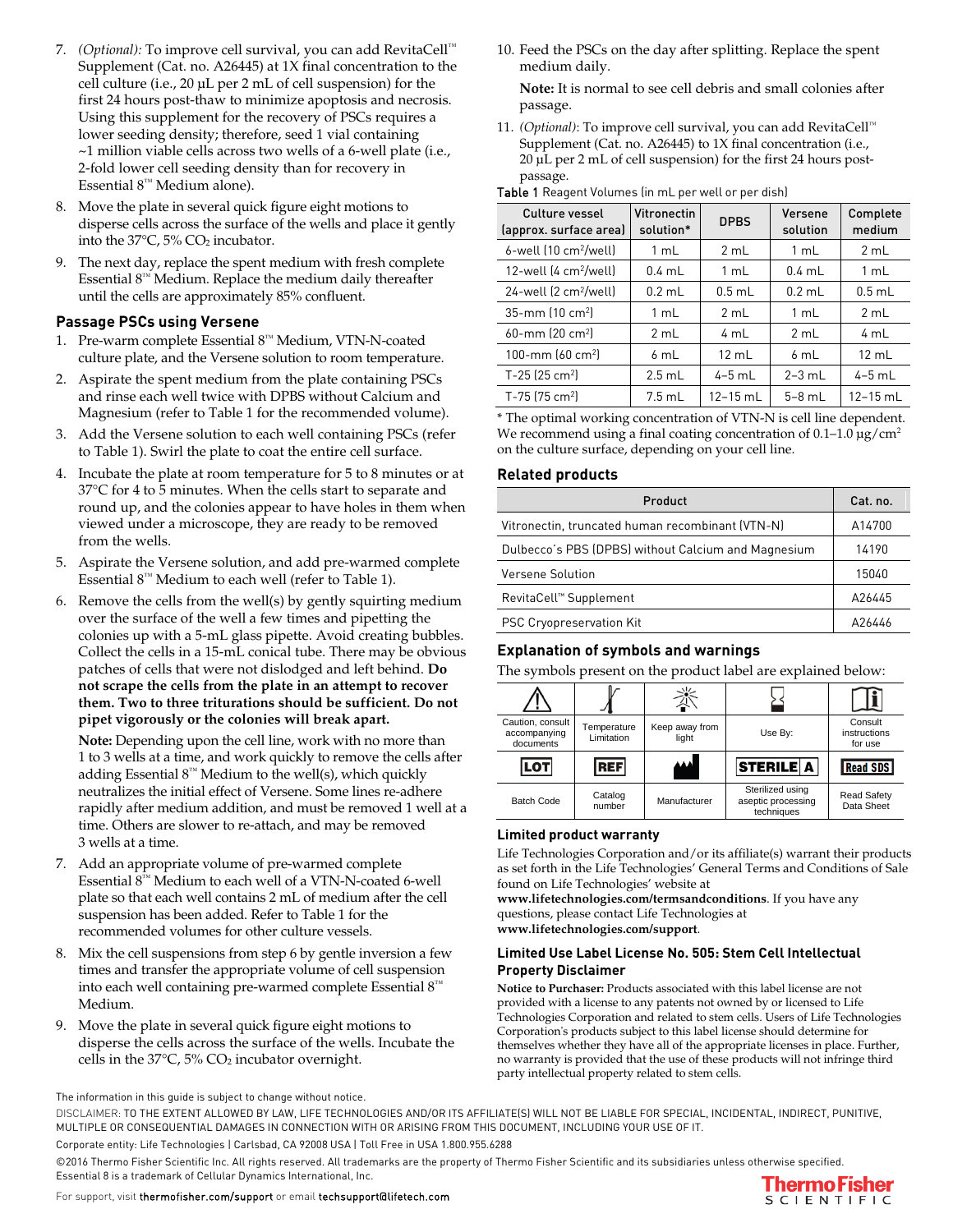7. *(Optional):* To improve cell survival, you can add RevitaCell™ Supplement (Cat. no. A26445) at 1X final concentration to the cell culture (i.e., 20 µL per 2 mL of cell suspension) for the first 24 hours post-thaw to minimize apoptosis and necrosis. Using this supplement for the recovery of PSCs requires a lower seeding density; therefore, seed 1 vial containing ~1 million viable cells across two wells of a 6-well plate (i.e., 2-fold lower cell seeding density than for recovery in Essential 8™ Medium alone).
8. Move the plate in several quick figure eight motions to disperse cells across the surface of the wells and place it gently into the 37°C, 5% $CO_2$ incubator.
9. The next day, replace the spent medium with fresh complete Essential 8™ Medium. Replace the medium daily thereafter until the cells are approximately 85% confluent.

## Passage PSCs using Versene

1. Pre-warm complete Essential 8™ Medium, VTN-N-coated culture plate, and the Versene solution to room temperature.
2. Aspirate the spent medium from the plate containing PSCs and rinse each well twice with DPBS without Calcium and Magnesium (refer to Table 1 for the recommended volume).
3. Add the Versene solution to each well containing PSCs (refer to Table 1). Swirl the plate to coat the entire cell surface.
4. Incubate the plate at room temperature for 5 to 8 minutes or at 37°C for 4 to 5 minutes. When the cells start to separate and round up, and the colonies appear to have holes in them when viewed under a microscope, they are ready to be removed from the wells.
5. Aspirate the Versene solution, and add pre-warmed complete Essential 8™ Medium to each well (refer to Table 1).
6. Remove the cells from the well(s) by gently squirting medium over the surface of the well a few times and pipetting the colonies up with a 5-mL glass pipette. Avoid creating bubbles. Collect the cells in a 15-mL conical tube. There may be obvious patches of cells that were not dislodged and left behind. **Do not scrape the cells from the plate in an attempt to recover them. Two to three triturations should be sufficient. Do not pipet vigorously or the colonies will break apart.**

   **Note:** Depending upon the cell line, work with no more than 1 to 3 wells at a time, and work quickly to remove the cells after adding Essential 8™ Medium to the well(s), which quickly neutralizes the initial effect of Versene. Some lines re-adhere rapidly after medium addition, and must be removed 1 well at a time. Others are slower to re-attach, and may be removed 3 wells at a time.
7. Add an appropriate volume of pre-warmed complete Essential 8™ Medium to each well of a VTN-N-coated 6-well plate so that each well contains 2 mL of medium after the cell suspension has been added. Refer to Table 1 for the recommended volumes for other culture vessels.
8. Mix the cell suspensions from step 6 by gentle inversion a few times and transfer the appropriate volume of cell suspension into each well containing pre-warmed complete Essential 8™ Medium.
9. Move the plate in several quick figure eight motions to disperse the cells across the surface of the wells. Incubate the cells in the 37°C, 5% $CO_2$ incubator overnight.
10. Feed the PSCs on the day after splitting. Replace the spent medium daily.

    **Note:** It is normal to see cell debris and small colonies after passage.
11. *(Optional)*: To improve cell survival, you can add RevitaCell™ Supplement (Cat. no. A26445) to 1X final concentration (i.e., 20 µL per 2 mL of cell suspension) for the first 24 hours post-passage.

**Table 1** Reagent Volumes (in mL per well or per dish)

| Culture vessel (approx. surface area) | Vitronectin solution* | DPBS | Versene solution | Complete medium |
|---|---|---|---|---|
| 6-well (10 cm²/well) | 1 mL | 2 mL | 1 mL | 2 mL |
| 12-well (4 cm²/well) | 0.4 mL | 1 mL | 0.4 mL | 1 mL |
| 24-well (2 cm²/well) | 0.2 mL | 0.5 mL | 0.2 mL | 0.5 mL |
| 35-mm (10 cm²) | 1 mL | 2 mL | 1 mL | 2 mL |
| 60-mm (20 cm²) | 2 mL | 4 mL | 2 mL | 4 mL |
| 100-mm (60 cm²) | 6 mL | 12 mL | 6 mL | 12 mL |
| T-25 (25 cm²) | 2.5 mL | 4–5 mL | 2–3 mL | 4–5 mL |
| T-75 (75 cm²) | 7.5 mL | 12–15 mL | 5–8 mL | 12–15 mL |

\* The optimal working concentration of VTN-N is cell line dependent. We recommend using a final coating concentration of 0.1–1.0 µg/cm² on the culture surface, depending on your cell line.

## Related products

| Product | Cat. no. |
|---|---|
| Vitronectin, truncated human recombinant (VTN-N) | A14700 |
| Dulbecco's PBS (DPBS) without Calcium and Magnesium | 14190 |
| Versene Solution | 15040 |
| RevitaCell™ Supplement | A26445 |
| PSC Cryopreservation Kit | A26446 |

## Explanation of symbols and warnings

The symbols present on the product label are explained below:

| | | | | |
|---|---|---|---|---|
| Caution, consult accompanying documents | Temperature Limitation | Keep away from light | Use By: | Consult instructions for use |
| Batch Code | Catalog number | Manufacturer | Sterilized using aseptic processing techniques | Read Safety Data Sheet |

## Limited product warranty

Life Technologies Corporation and/or its affiliate(s) warrant their products as set forth in the Life Technologies' General Terms and Conditions of Sale found on Life Technologies' website at **www.lifetechnologies.com/termsandconditions**. If you have any questions, please contact Life Technologies at **www.lifetechnologies.com/support**.

## Limited Use Label License No. 505: Stem Cell Intellectual Property Disclaimer

**Notice to Purchaser:** Products associated with this label license are not provided with a license to any patents not owned by or licensed to Life Technologies Corporation and related to stem cells. Users of Life Technologies Corporation's products subject to this label license should determine for themselves whether they have all of the appropriate licenses in place. Further, no warranty is provided that the use of these products will not infringe third party intellectual property related to stem cells.

The information in this guide is subject to change without notice.

DISCLAIMER: TO THE EXTENT ALLOWED BY LAW, LIFE TECHNOLOGIES AND/OR ITS AFFILIATE(S) WILL NOT BE LIABLE FOR SPECIAL, INCIDENTAL, INDIRECT, PUNITIVE, MULTIPLE OR CONSEQUENTIAL DAMAGES IN CONNECTION WITH OR ARISING FROM THIS DOCUMENT, INCLUDING YOUR USE OF IT.

Corporate entity: Life Technologies | Carlsbad, CA 92008 USA | Toll Free in USA 1.800.955.6288

©2016 Thermo Fisher Scientific Inc. All rights reserved. All trademarks are the property of Thermo Fisher Scientific and its subsidiaries unless otherwise specified. Essential 8 is a trademark of Cellular Dynamics International, Inc.

For support, visit **thermofisher.com/support** or email **techsupport@lifetech.com**

ThermoFisher SCIENTIFIC